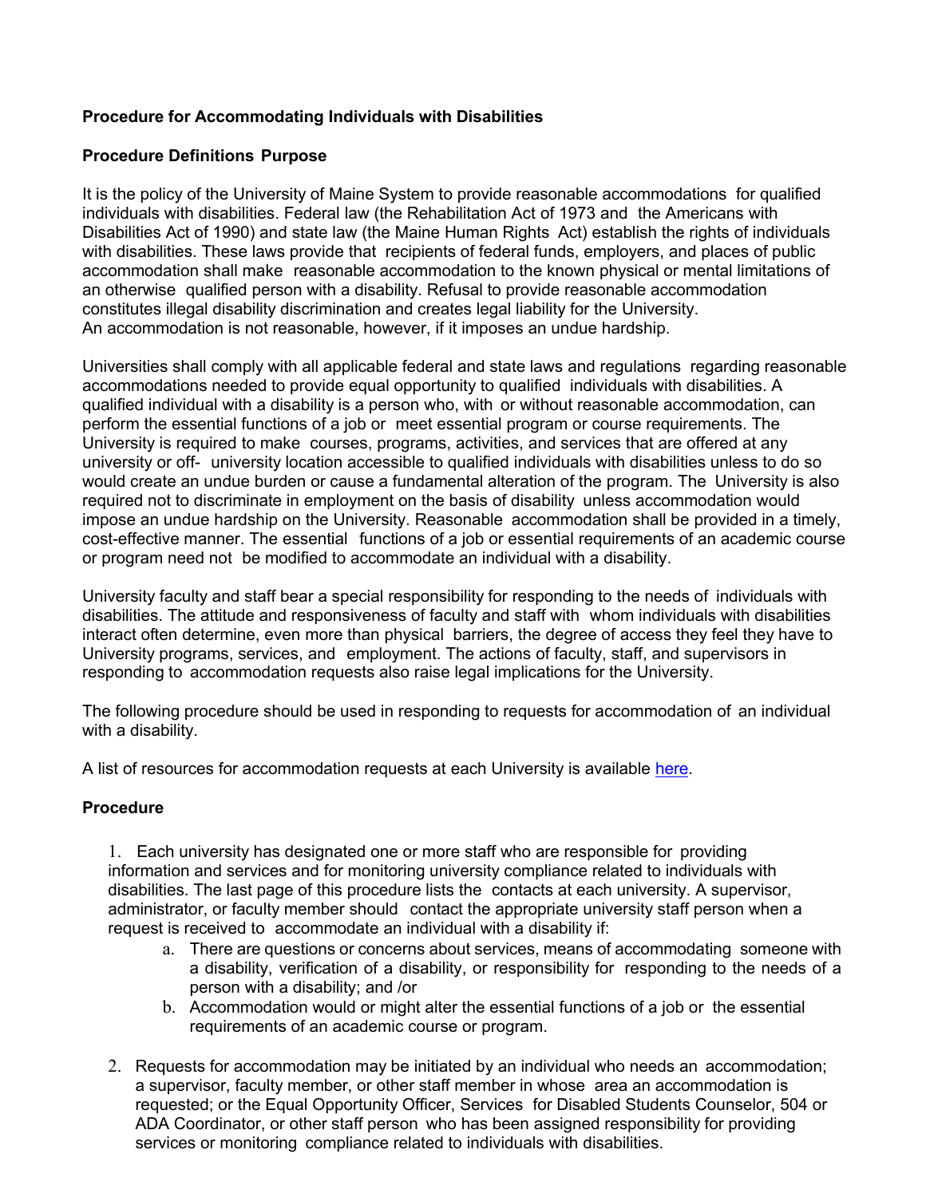**Procedure for Accommodating Individuals with Disabilities**

**Procedure Definitions Purpose**

It is the policy of the University of Maine System to provide reasonable accommodations for qualified individuals with disabilities. Federal law (the Rehabilitation Act of 1973 and the Americans with Disabilities Act of 1990) and state law (the Maine Human Rights Act) establish the rights of individuals with disabilities. These laws provide that recipients of federal funds, employers, and places of public accommodation shall make reasonable accommodation to the known physical or mental limitations of an otherwise qualified person with a disability. Refusal to provide reasonable accommodation constitutes illegal disability discrimination and creates legal liability for the University. An accommodation is not reasonable, however, if it imposes an undue hardship.

Universities shall comply with all applicable federal and state laws and regulations regarding reasonable accommodations needed to provide equal opportunity to qualified individuals with disabilities. A qualified individual with a disability is a person who, with or without reasonable accommodation, can perform the essential functions of a job or meet essential program or course requirements. The University is required to make courses, programs, activities, and services that are offered at any university or off- university location accessible to qualified individuals with disabilities unless to do so would create an undue burden or cause a fundamental alteration of the program. The University is also required not to discriminate in employment on the basis of disability unless accommodation would impose an undue hardship on the University. Reasonable accommodation shall be provided in a timely, cost-effective manner. The essential functions of a job or essential requirements of an academic course or program need not be modified to accommodate an individual with a disability.

University faculty and staff bear a special responsibility for responding to the needs of individuals with disabilities. The attitude and responsiveness of faculty and staff with whom individuals with disabilities interact often determine, even more than physical barriers, the degree of access they feel they have to University programs, services, and employment. The actions of faculty, staff, and supervisors in responding to accommodation requests also raise legal implications for the University.

The following procedure should be used in responding to requests for accommodation of an individual with a disability.

A list of resources for accommodation requests at each University is available here.

**Procedure**

1. Each university has designated one or more staff who are responsible for providing information and services and for monitoring university compliance related to individuals with disabilities. The last page of this procedure lists the contacts at each university. A supervisor, administrator, or faculty member should contact the appropriate university staff person when a request is received to accommodate an individual with a disability if:
   a. There are questions or concerns about services, means of accommodating someone with a disability, verification of a disability, or responsibility for responding to the needs of a person with a disability; and /or
   b. Accommodation would or might alter the essential functions of a job or the essential requirements of an academic course or program.

2. Requests for accommodation may be initiated by an individual who needs an accommodation; a supervisor, faculty member, or other staff member in whose area an accommodation is requested; or the Equal Opportunity Officer, Services for Disabled Students Counselor, 504 or ADA Coordinator, or other staff person who has been assigned responsibility for providing services or monitoring compliance related to individuals with disabilities.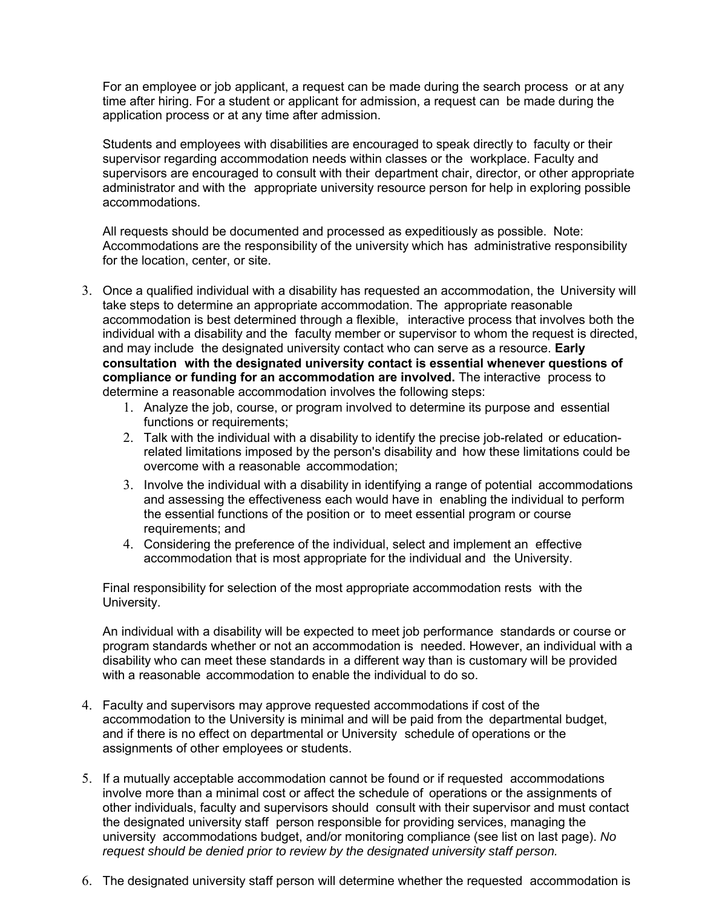For an employee or job applicant, a request can be made during the search process or at any time after hiring. For a student or applicant for admission, a request can be made during the application process or at any time after admission.

Students and employees with disabilities are encouraged to speak directly to faculty or their supervisor regarding accommodation needs within classes or the workplace. Faculty and supervisors are encouraged to consult with their department chair, director, or other appropriate administrator and with the appropriate university resource person for help in exploring possible accommodations.

All requests should be documented and processed as expeditiously as possible. Note: Accommodations are the responsibility of the university which has administrative responsibility for the location, center, or site.

3. Once a qualified individual with a disability has requested an accommodation, the University will take steps to determine an appropriate accommodation. The appropriate reasonable accommodation is best determined through a flexible, interactive process that involves both the individual with a disability and the faculty member or supervisor to whom the request is directed, and may include the designated university contact who can serve as a resource. **Early consultation with the designated university contact is essential whenever questions of compliance or funding for an accommodation are involved.** The interactive process to determine a reasonable accommodation involves the following steps:
    1. Analyze the job, course, or program involved to determine its purpose and essential functions or requirements;
    2. Talk with the individual with a disability to identify the precise job-related or education-related limitations imposed by the person's disability and how these limitations could be overcome with a reasonable accommodation;
    3. Involve the individual with a disability in identifying a range of potential accommodations and assessing the effectiveness each would have in enabling the individual to perform the essential functions of the position or to meet essential program or course requirements; and
    4. Considering the preference of the individual, select and implement an effective accommodation that is most appropriate for the individual and the University.

    Final responsibility for selection of the most appropriate accommodation rests with the University.

    An individual with a disability will be expected to meet job performance standards or course or program standards whether or not an accommodation is needed. However, an individual with a disability who can meet these standards in a different way than is customary will be provided with a reasonable accommodation to enable the individual to do so.

4. Faculty and supervisors may approve requested accommodations if cost of the accommodation to the University is minimal and will be paid from the departmental budget, and if there is no effect on departmental or University schedule of operations or the assignments of other employees or students.

5. If a mutually acceptable accommodation cannot be found or if requested accommodations involve more than a minimal cost or affect the schedule of operations or the assignments of other individuals, faculty and supervisors should consult with their supervisor and must contact the designated university staff person responsible for providing services, managing the university accommodations budget, and/or monitoring compliance (see list on last page). *No request should be denied prior to review by the designated university staff person.*

6. The designated university staff person will determine whether the requested accommodation is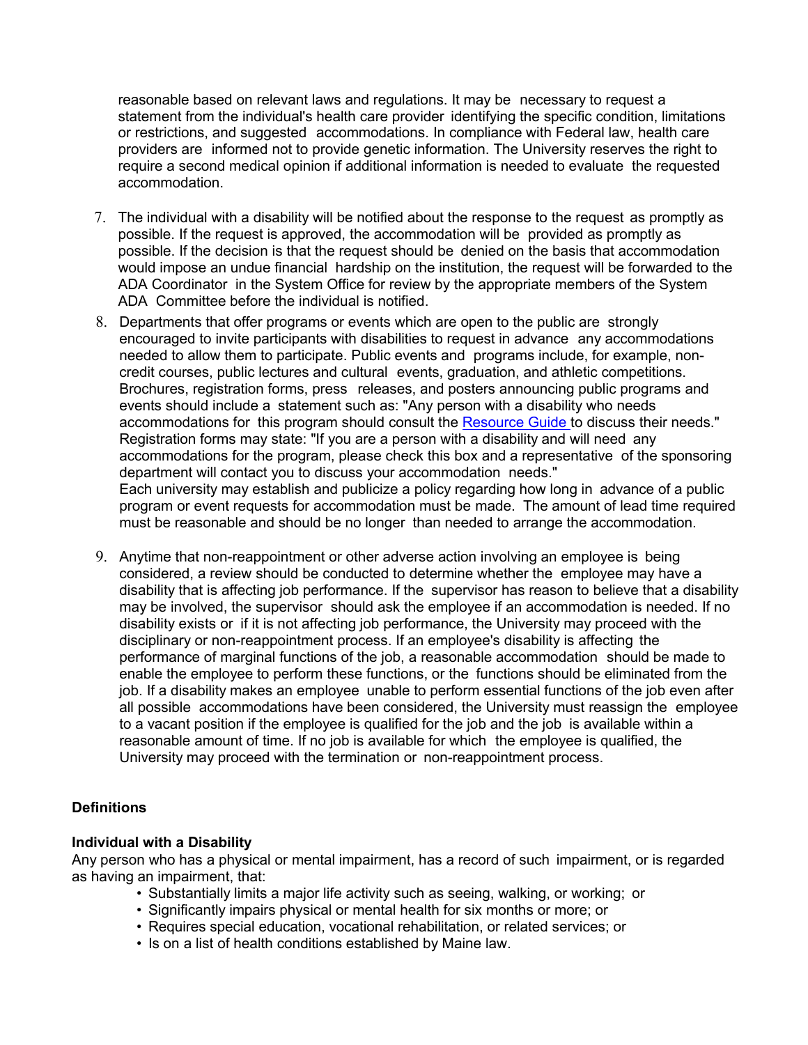reasonable based on relevant laws and regulations. It may be necessary to request a statement from the individual's health care provider identifying the specific condition, limitations or restrictions, and suggested accommodations. In compliance with Federal law, health care providers are informed not to provide genetic information. The University reserves the right to require a second medical opinion if additional information is needed to evaluate the requested accommodation.

7. The individual with a disability will be notified about the response to the request as promptly as possible. If the request is approved, the accommodation will be provided as promptly as possible. If the decision is that the request should be denied on the basis that accommodation would impose an undue financial hardship on the institution, the request will be forwarded to the ADA Coordinator in the System Office for review by the appropriate members of the System ADA Committee before the individual is notified.
8. Departments that offer programs or events which are open to the public are strongly encouraged to invite participants with disabilities to request in advance any accommodations needed to allow them to participate. Public events and programs include, for example, non-credit courses, public lectures and cultural events, graduation, and athletic competitions. Brochures, registration forms, press releases, and posters announcing public programs and events should include a statement such as: "Any person with a disability who needs accommodations for this program should consult the [Resource Guide] to discuss their needs." Registration forms may state: "If you are a person with a disability and will need any accommodations for the program, please check this box and a representative of the sponsoring department will contact you to discuss your accommodation needs."
   Each university may establish and publicize a policy regarding how long in advance of a public program or event requests for accommodation must be made. The amount of lead time required must be reasonable and should be no longer than needed to arrange the accommodation.
9. Anytime that non-reappointment or other adverse action involving an employee is being considered, a review should be conducted to determine whether the employee may have a disability that is affecting job performance. If the supervisor has reason to believe that a disability may be involved, the supervisor should ask the employee if an accommodation is needed. If no disability exists or if it is not affecting job performance, the University may proceed with the disciplinary or non-reappointment process. If an employee's disability is affecting the performance of marginal functions of the job, a reasonable accommodation should be made to enable the employee to perform these functions, or the functions should be eliminated from the job. If a disability makes an employee unable to perform essential functions of the job even after all possible accommodations have been considered, the University must reassign the employee to a vacant position if the employee is qualified for the job and the job is available within a reasonable amount of time. If no job is available for which the employee is qualified, the University may proceed with the termination or non-reappointment process.

**Definitions**

**Individual with a Disability**
Any person who has a physical or mental impairment, has a record of such impairment, or is regarded as having an impairment, that:

- Substantially limits a major life activity such as seeing, walking, or working; or
- Significantly impairs physical or mental health for six months or more; or
- Requires special education, vocational rehabilitation, or related services; or
- Is on a list of health conditions established by Maine law.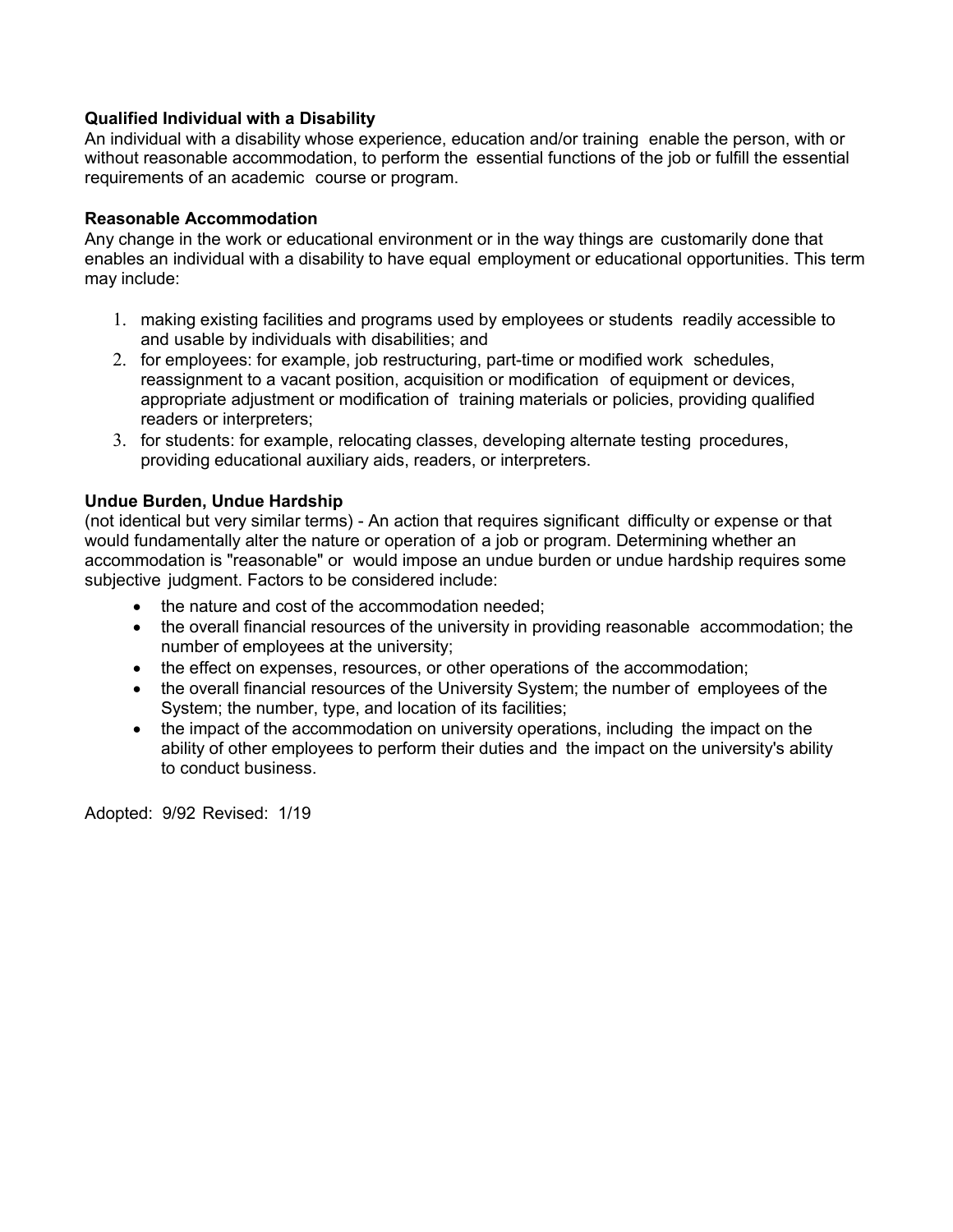**Qualified Individual with a Disability**

An individual with a disability whose experience, education and/or training enable the person, with or without reasonable accommodation, to perform the essential functions of the job or fulfill the essential requirements of an academic course or program.

**Reasonable Accommodation**

Any change in the work or educational environment or in the way things are customarily done that enables an individual with a disability to have equal employment or educational opportunities. This term may include:

1. making existing facilities and programs used by employees or students readily accessible to and usable by individuals with disabilities; and
2. for employees: for example, job restructuring, part-time or modified work schedules, reassignment to a vacant position, acquisition or modification of equipment or devices, appropriate adjustment or modification of training materials or policies, providing qualified readers or interpreters;
3. for students: for example, relocating classes, developing alternate testing procedures, providing educational auxiliary aids, readers, or interpreters.

**Undue Burden, Undue Hardship**

(not identical but very similar terms) - An action that requires significant difficulty or expense or that would fundamentally alter the nature or operation of a job or program. Determining whether an accommodation is "reasonable" or would impose an undue burden or undue hardship requires some subjective judgment. Factors to be considered include:

- the nature and cost of the accommodation needed;
- the overall financial resources of the university in providing reasonable accommodation; the number of employees at the university;
- the effect on expenses, resources, or other operations of the accommodation;
- the overall financial resources of the University System; the number of employees of the System; the number, type, and location of its facilities;
- the impact of the accommodation on university operations, including the impact on the ability of other employees to perform their duties and the impact on the university's ability to conduct business.

Adopted: 9/92 Revised: 1/19